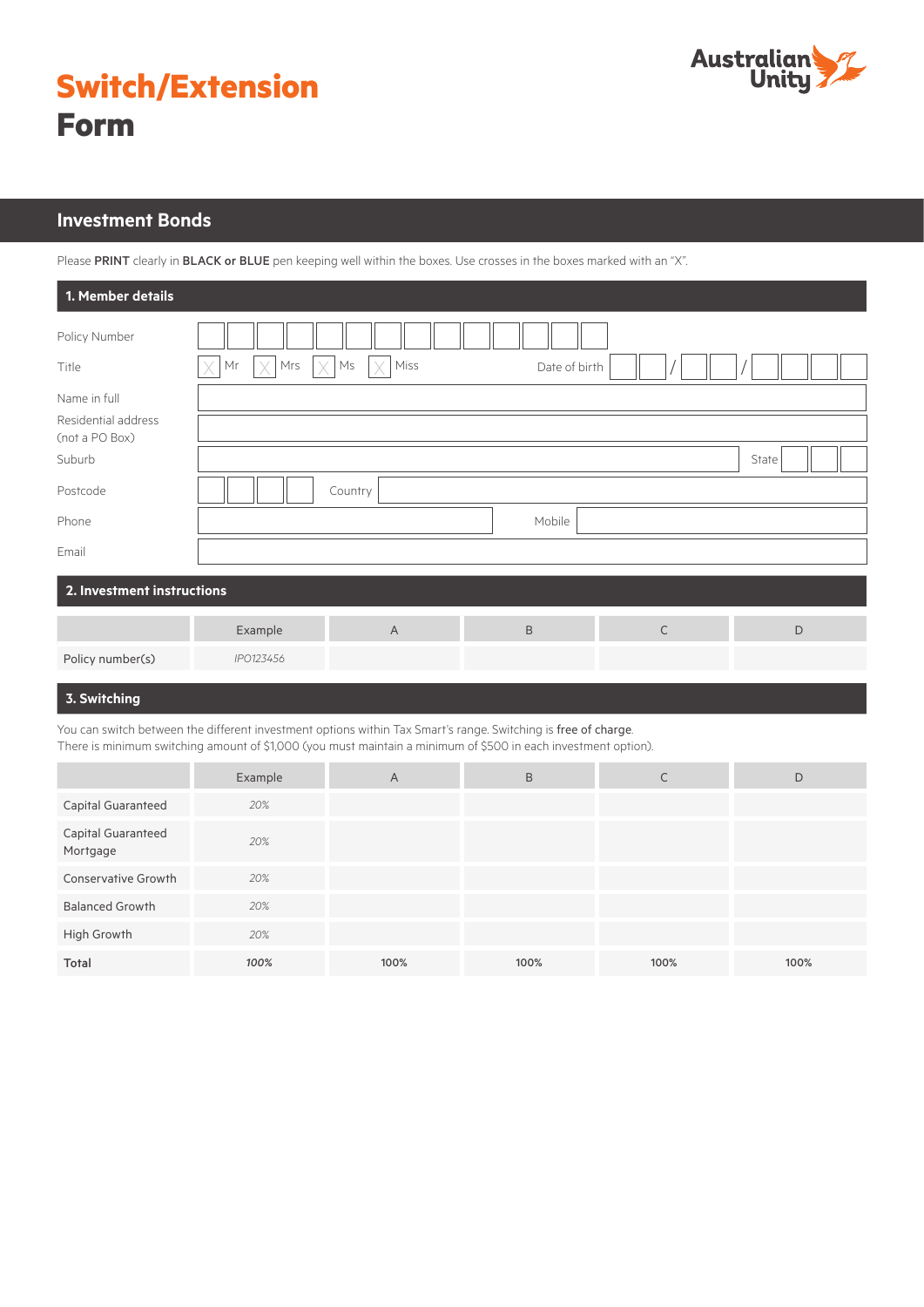# Switch/Extension Form

## Investment Bonds

Please **PRINT** clearly in **BLACK or BLUE** pen keeping well within the boxes. Use crosses in the boxes marked with an "X".

### 1. Member details

Policy Number

Title ☐ Mr ☐ Mrs ☐ Ms ☐ Miss Date of birth __ __ / __ __ / __ __ __ __

Name in full

Residential address (not a PO Box)

Suburb State

Postcode Country

Phone Mobile

Email

### 2. Investment instructions

| | Example | A | B | C | D |
|---|---|---|---|---|---|
| Policy number(s) | *IPO123456* | | | | |

### 3. Switching

You can switch between the different investment options within Tax Smart's range. Switching is free of charge.
There is minimum switching amount of $1,000 (you must maintain a minimum of $500 in each investment option).

| | Example | A | B | C | D |
|---|---|---|---|---|---|
| Capital Guaranteed | *20%* | | | | |
| Capital Guaranteed Mortgage | *20%* | | | | |
| Conservative Growth | *20%* | | | | |
| Balanced Growth | *20%* | | | | |
| High Growth | *20%* | | | | |
| **Total** | ***100%*** | 100% | 100% | 100% | 100% |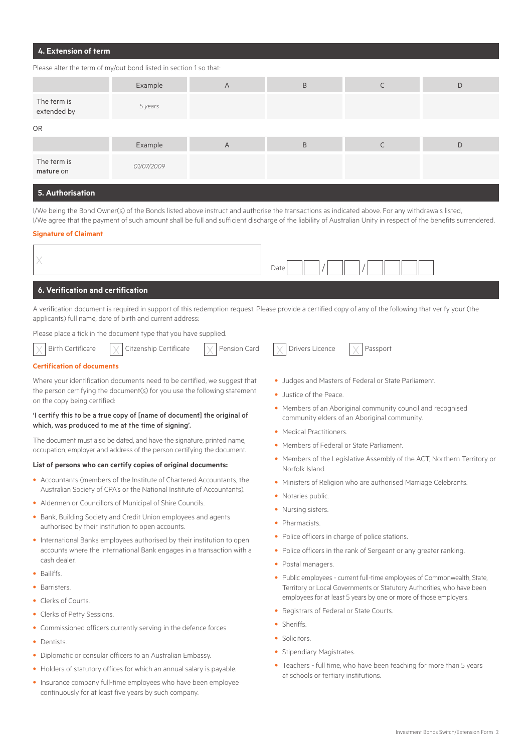## 4. Extension of term

Please alter the term of my/out bond listed in section 1 so that:

| | Example | A | B | C | D |
|---|---|---|---|---|---|
| The term is extended by | *5 years* | | | | |

OR

| | Example | A | B | C | D |
|---|---|---|---|---|---|
| The term is **mature** on | *01/07/2009* | | | | |

## 5. Authorisation

I/We being the Bond Owner(s) of the Bonds listed above instruct and authorise the transactions as indicated above. For any withdrawals listed, I/We agree that the payment of such amount shall be full and sufficient discharge of the liability of Australian Unity in respect of the benefits surrendered.

**Signature of Claimant**

X

Date ☐☐ / ☐☐ / ☐☐☐☐

## 6. Verification and certification

A verification document is required in support of this redemption request. Please provide a certified copy of any of the following that verify your (the applicants) full name, date of birth and current address:

Please place a tick in the document type that you have supplied.

☐ Birth Certificate ☐ Citzenship Certificate ☐ Pension Card ☐ Drivers Licence ☐ Passport

**Certification of documents**

Where your identification documents need to be certified, we suggest that the person certifying the document(s) for you use the following statement on the copy being certified:

**'I certify this to be a true copy of [name of document] the original of which, was produced to me at the time of signing'.**

The document must also be dated, and have the signature, printed name, occupation, employer and address of the person certifying the document.

**List of persons who can certify copies of original documents:**

- Accountants (members of the Institute of Chartered Accountants, the Australian Society of CPA's or the National Institute of Accountants).
- Aldermen or Councillors of Municipal of Shire Councils.
- Bank, Building Society and Credit Union employees and agents authorised by their institution to open accounts.
- International Banks employees authorised by their institution to open accounts where the International Bank engages in a transaction with a cash dealer.
- Bailiffs.
- Barristers.
- Clerks of Courts.
- Clerks of Petty Sessions.
- Commissioned officers currently serving in the defence forces.
- Dentists.
- Diplomatic or consular officers to an Australian Embassy.
- Holders of statutory offices for which an annual salary is payable.
- Insurance company full-time employees who have been employee continuously for at least five years by such company.
- Judges and Masters of Federal or State Parliament.
- Justice of the Peace.
- Members of an Aboriginal community council and recognised community elders of an Aboriginal community.
- Medical Practitioners.
- Members of Federal or State Parliament.
- Members of the Legislative Assembly of the ACT, Northern Territory or Norfolk Island.
- Ministers of Religion who are authorised Marriage Celebrants.
- Notaries public.
- Nursing sisters.
- Pharmacists.
- Police officers in charge of police stations.
- Police officers in the rank of Sergeant or any greater ranking.
- Postal managers.
- Public employees - current full-time employees of Commonwealth, State, Territory or Local Governments or Statutory Authorities, who have been employees for at least 5 years by one or more of those employers.
- Registrars of Federal or State Courts.
- Sheriffs.
- Solicitors.
- Stipendiary Magistrates.
- Teachers - full time, who have been teaching for more than 5 years at schools or tertiary institutions.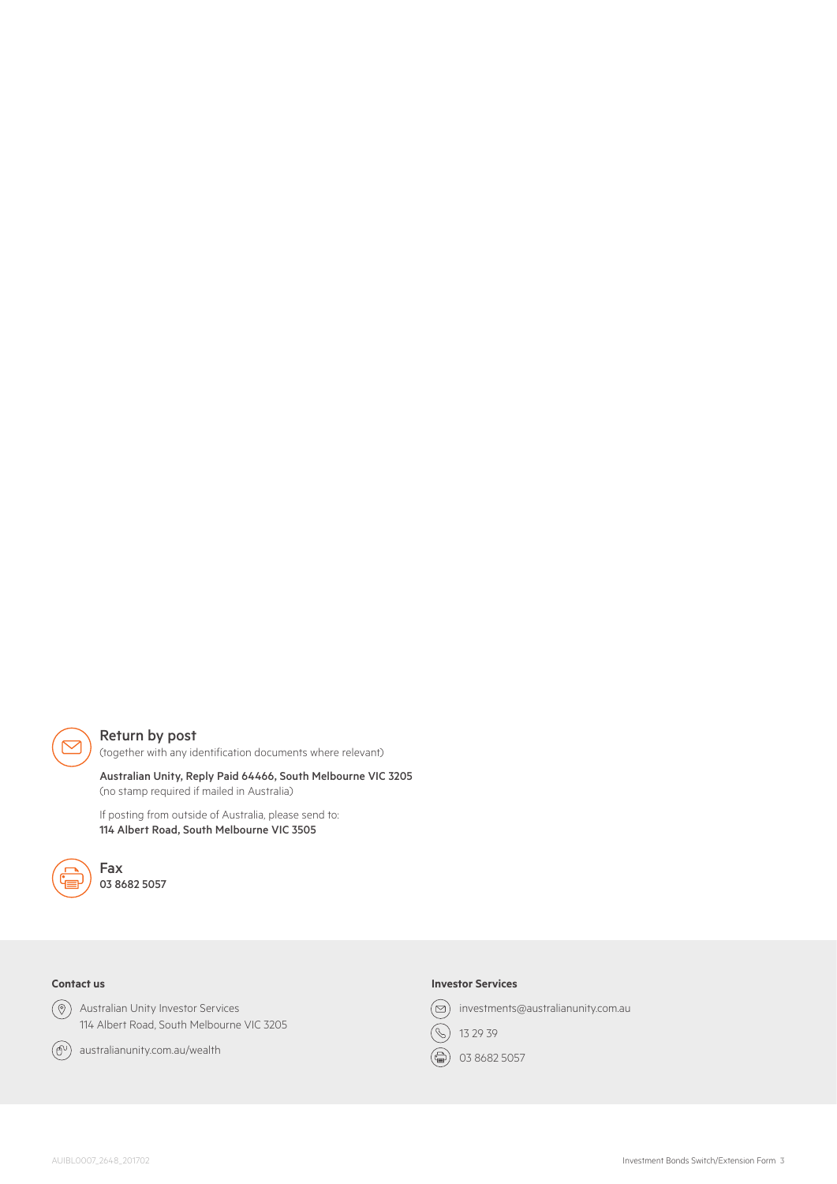## Return by post

(together with any identification documents where relevant)

**Australian Unity, Reply Paid 64466, South Melbourne VIC 3205**
(no stamp required if mailed in Australia)

If posting from outside of Australia, please send to:
**114 Albert Road, South Melbourne VIC 3505**

## Fax

**03 8682 5057**

**Contact us**

Australian Unity Investor Services
114 Albert Road, South Melbourne VIC 3205

australianunity.com.au/wealth

**Investor Services**

investments@australianunity.com.au

13 29 39

03 8682 5057

AUIBL0007_2648_201702